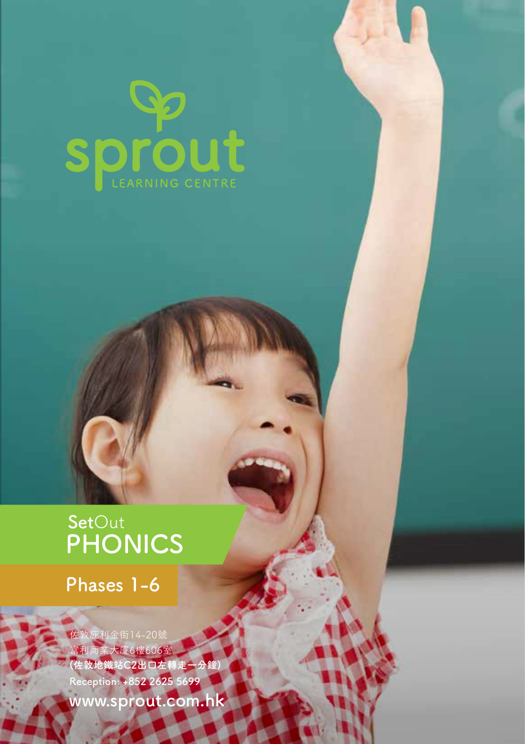sprout

LEARNING CENTRE

SetOut

# PHONICS

## Phases 1-6

佐敦庇利金街14-20號
富利商業大廈6樓606室
**(佐敦地鐵站C2出口左轉走一分鐘)**
Reception: +852 2625 5699
**www.sprout.com.hk**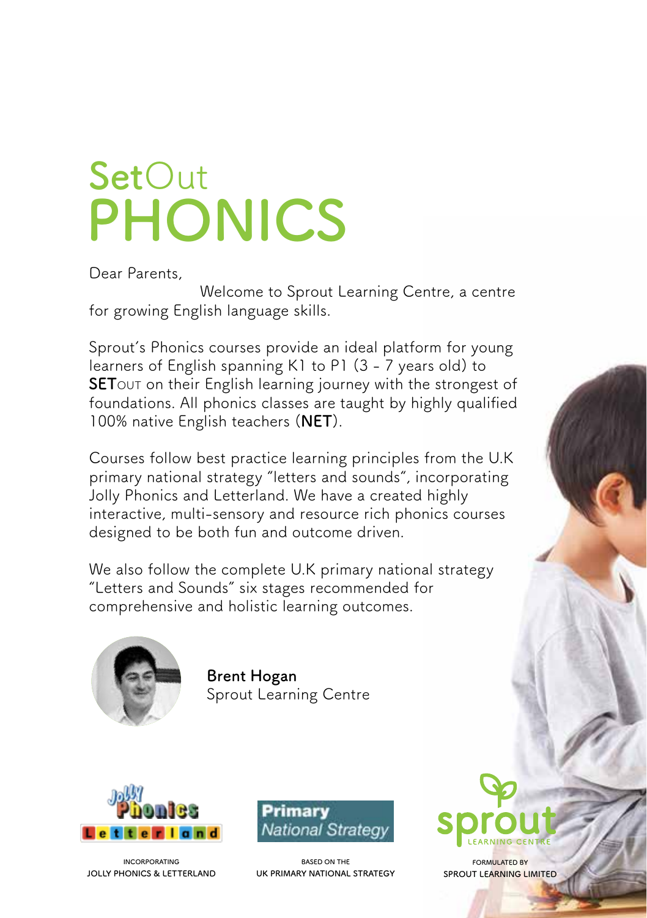# SetOut PHONICS

Dear Parents,

Welcome to Sprout Learning Centre, a centre for growing English language skills.

Sprout's Phonics courses provide an ideal platform for young learners of English spanning K1 to P1 (3 - 7 years old) to **SET**OUT on their English learning journey with the strongest of foundations. All phonics classes are taught by highly qualified 100% native English teachers (**NET**).

Courses follow best practice learning principles from the U.K primary national strategy "letters and sounds", incorporating Jolly Phonics and Letterland. We have a created highly interactive, multi-sensory and resource rich phonics courses designed to be both fun and outcome driven.

We also follow the complete U.K primary national strategy "Letters and Sounds" six stages recommended for comprehensive and holistic learning outcomes.

**Brent Hogan**
Sprout Learning Centre

INCORPORATING JOLLY PHONICS & LETTERLAND

BASED ON THE UK PRIMARY NATIONAL STRATEGY

FORMULATED BY SPROUT LEARNING LIMITED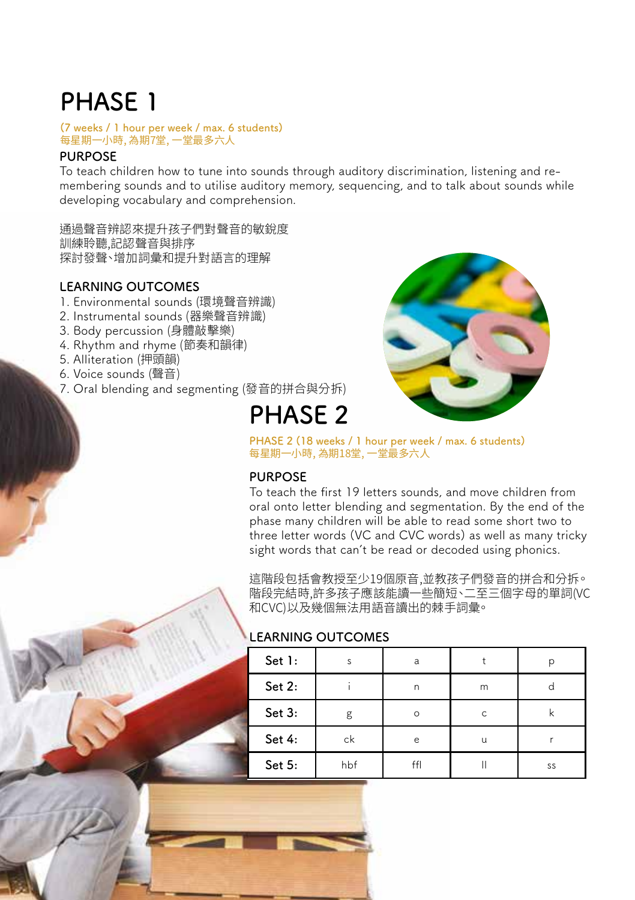# PHASE 1

(7 weeks / 1 hour per week / max. 6 students)
每星期一小時, 為期7堂, 一堂最多六人

## PURPOSE

To teach children how to tune into sounds through auditory discrimination, listening and re-membering sounds and to utilise auditory memory, sequencing, and to talk about sounds while developing vocabulary and comprehension.

通過聲音辨認來提升孩子們對聲音的敏銳度
訓練聆聽,記認聲音與排序
探討發聲、增加詞彙和提升對語言的理解

## LEARNING OUTCOMES

1. Environmental sounds (環境聲音辨識)
2. Instrumental sounds (器樂聲音辨識)
3. Body percussion (身體敲擊樂)
4. Rhythm and rhyme (節奏和韻律)
5. Alliteration (押頭韻)
6. Voice sounds (聲音)
7. Oral blending and segmenting (發音的拼合與分折)

# PHASE 2

PHASE 2 (18 weeks / 1 hour per week / max. 6 students)
每星期一小時, 為期18堂, 一堂最多六人

## PURPOSE

To teach the first 19 letters sounds, and move children from oral onto letter blending and segmentation. By the end of the phase many children will be able to read some short two to three letter words (VC and CVC words) as well as many tricky sight words that can't be read or decoded using phonics.

這階段包括會教授至少19個原音,並教孩子們發音的拼合和分折。階段完結時,許多孩子應該能讀一些簡短、二至三個字母的單詞(VC和CVC)以及幾個無法用語音讀出的棘手詞彙。

## LEARNING OUTCOMES

| Set 1: | s | a | t | p |
|---|---|---|---|---|
| Set 2: | i | n | m | d |
| Set 3: | g | o | c | k |
| Set 4: | ck | e | u | r |
| Set 5: | hbf | ffl | ll | ss |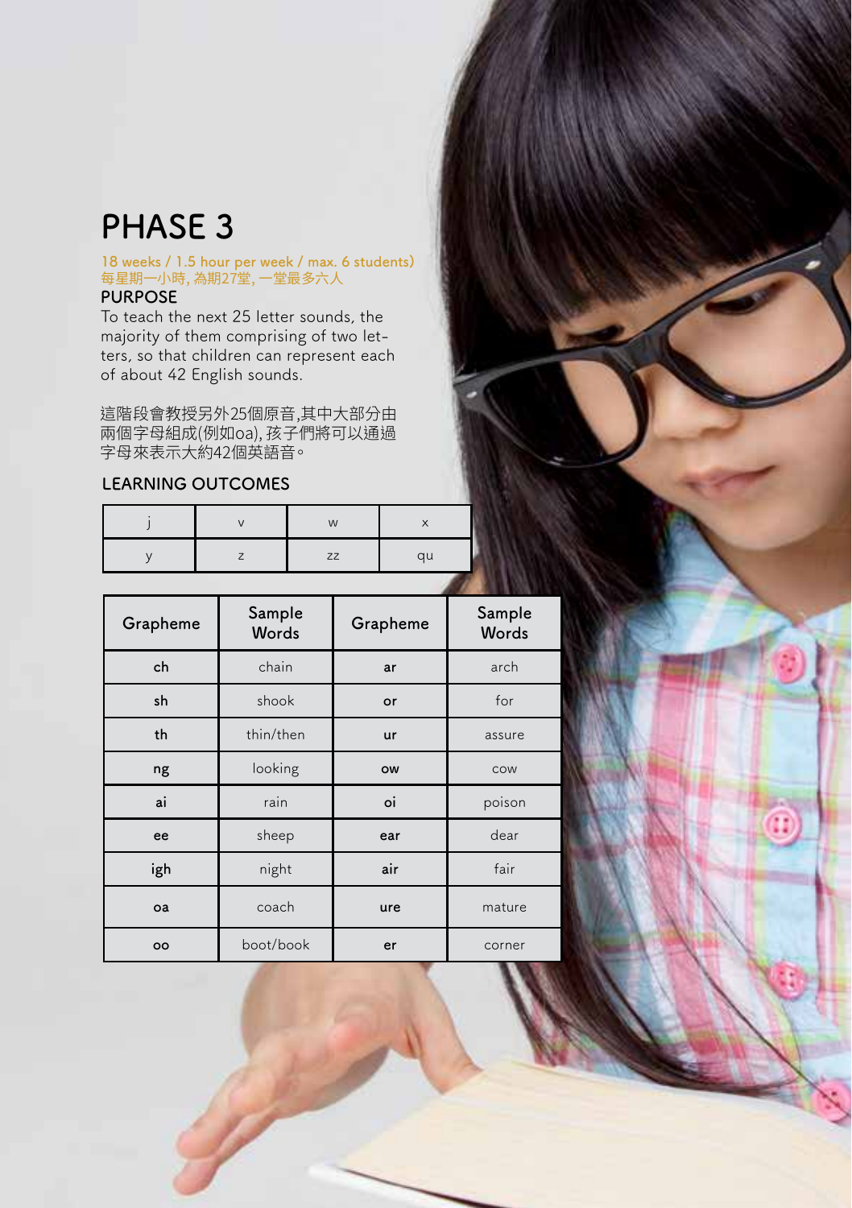# PHASE 3

18 weeks / 1.5 hour per week / max. 6 students)
每星期一小時, 為期27堂, 一堂最多六人

## PURPOSE

To teach the next 25 letter sounds, the majority of them comprising of two letters, so that children can represent each of about 42 English sounds.

這階段會教授另外25個原音,其中大部分由兩個字母組成(例如oa), 孩子們將可以通過字母來表示大約42個英語音。

## LEARNING OUTCOMES

| j | v | w | x |
|---|---|---|---|
| y | z | zz | qu |

| Grapheme | Sample Words | Grapheme | Sample Words |
|---|---|---|---|
| ch | chain | ar | arch |
| sh | shook | or | for |
| th | thin/then | ur | assure |
| ng | looking | ow | cow |
| ai | rain | oi | poison |
| ee | sheep | ear | dear |
| igh | night | air | fair |
| oa | coach | ure | mature |
| oo | boot/book | er | corner |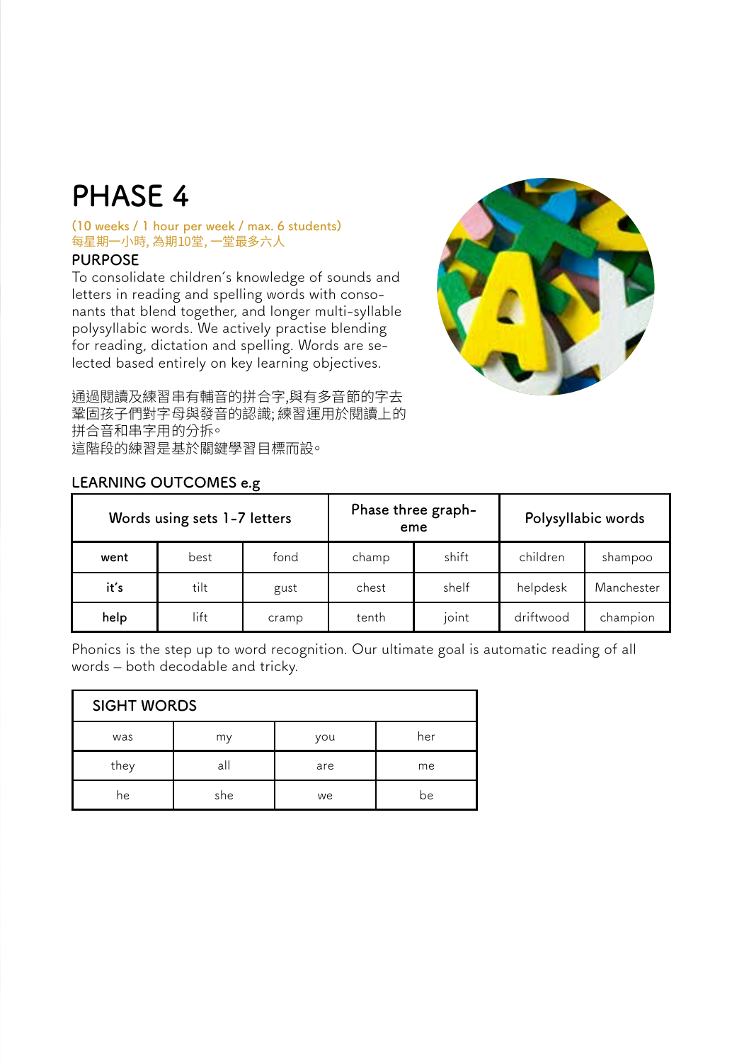# PHASE 4

(10 weeks / 1 hour per week / max. 6 students)
每星期一小時, 為期10堂, 一堂最多六人

## PURPOSE

To consolidate children's knowledge of sounds and letters in reading and spelling words with consonants that blend together, and longer multi-syllable polysyllabic words. We actively practise blending for reading, dictation and spelling. Words are selected based entirely on key learning objectives.

通過閱讀及練習串有輔音的拼合字,與有多音節的字去鞏固孩子們對字母與發音的認識; 練習運用於閱讀上的拼合音和串字用的分拆。
這階段的練習是基於關鍵學習目標而設。

## LEARNING OUTCOMES e.g

| Words using sets 1-7 letters | | | Phase three grapheme | | Polysyllabic words | |
|---|---|---|---|---|---|---|
| **went** | best | fond | champ | shift | children | shampoo |
| **it's** | tilt | gust | chest | shelf | helpdesk | Manchester |
| **help** | lift | cramp | tenth | joint | driftwood | champion |

Phonics is the step up to word recognition. Our ultimate goal is automatic reading of all words – both decodable and tricky.

| SIGHT WORDS | | | |
|---|---|---|---|
| was | my | you | her |
| they | all | are | me |
| he | she | we | be |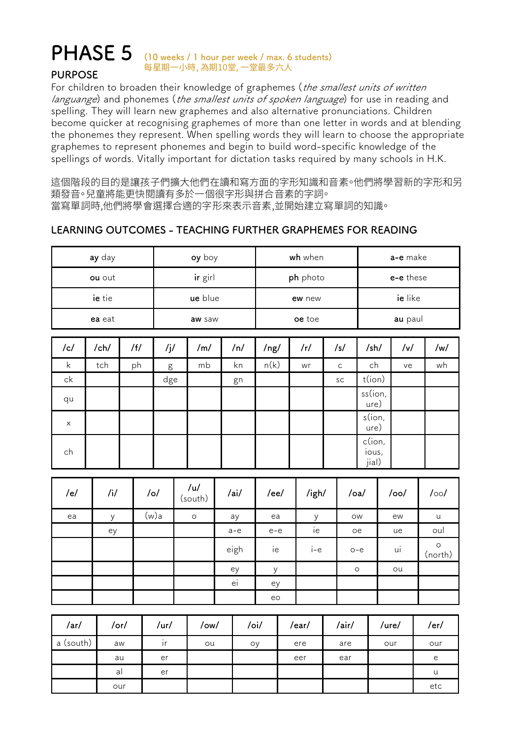# PHASE 5

(10 weeks / 1 hour per week / max. 6 students)
每星期一小時, 為期10堂, 一堂最多六人

## PURPOSE

For children to broaden their knowledge of graphemes (*the smallest units of written language*) and phonemes (*the smallest units of spoken language*) for use in reading and spelling. They will learn new graphemes and also alternative pronunciations. Children become quicker at recognising graphemes of more than one letter in words and at blending the phonemes they represent. When spelling words they will learn to choose the appropriate graphemes to represent phonemes and begin to build word-specific knowledge of the spellings of words. Vitally important for dictation tasks required by many schools in H.K.

這個階段的目的是讓孩子們擴大他們在讀和寫方面的字形知識和音素。他們將學習新的字形和另類發音。兒童將能更快閱讀有多於一個很字形與拼合音素的字詞。
當寫單詞時,他們將學會選擇合適的字形來表示音素,並開始建立寫單詞的知識。

## LEARNING OUTCOMES - TEACHING FURTHER GRAPHEMES FOR READING

| | | | |
|---|---|---|---|
| **ay** day | **oy** boy | **wh** when | **a-e** make |
| **ou** out | **ir** girl | **ph** photo | **e-e** these |
| **ie** tie | **ue** blue | **ew** new | **ie** like |
| **ea** eat | **aw** saw | **oe** toe | **au** paul |

| /c/ | /ch/ | /f/ | /j/ | /m/ | /n/ | /ng/ | /r/ | /s/ | /sh/ | /v/ | /w/ |
|---|---|---|---|---|---|---|---|---|---|---|---|
| k | tch | ph | g | mb | kn | n(k) | wr | c | ch | ve | wh |
| ck | | | dge | | gn | | | sc | t(ion) | | |
| qu | | | | | | | | | ss(ion, ure) | | |
| x | | | | | | | | | s(ion, ure) | | |
| ch | | | | | | | | | c(ion, ious, jial) | | |

| /e/ | /i/ | /o/ | /u/ (south) | /ai/ | /ee/ | /igh/ | /oa/ | /oo/ | /oo/ |
|---|---|---|---|---|---|---|---|---|---|
| ea | y | (w)a | o | ay | ea | y | ow | ew | u |
| | ey | | | a-e | e-e | ie | oe | ue | oul |
| | | | | eigh | ie | i-e | o-e | ui | o (north) |
| | | | | ey | y | | o | ou | |
| | | | | ei | ey | | | | |
| | | | | | eo | | | | |

| /ar/ | /or/ | /ur/ | /ow/ | /oi/ | /ear/ | /air/ | /ure/ | /er/ |
|---|---|---|---|---|---|---|---|---|
| a (south) | aw | ir | ou | oy | ere | are | our | our |
| | au | er | | | eer | ear | | e |
| | al | er | | | | | | u |
| | our | | | | | | | etc |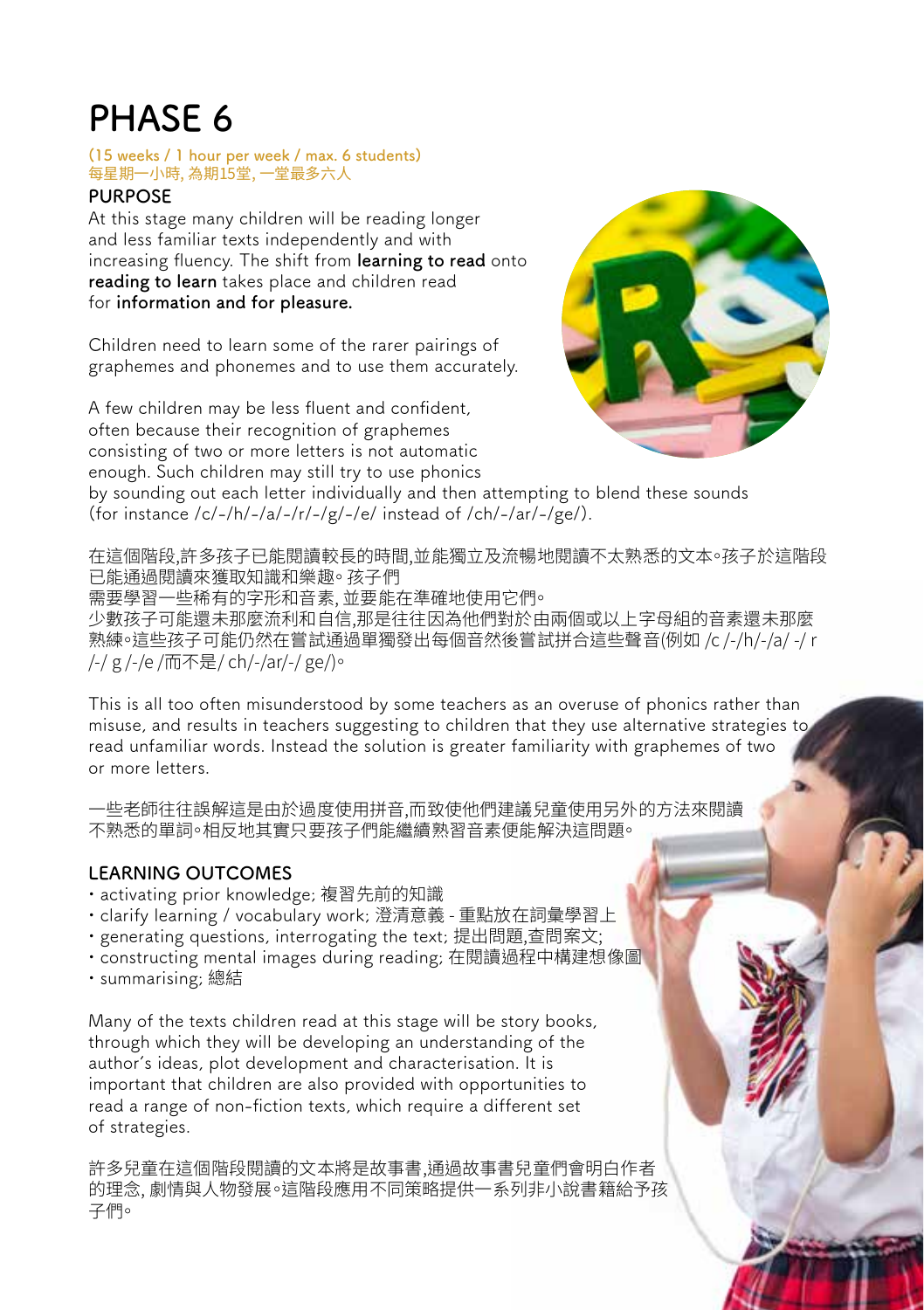# PHASE 6

(15 weeks / 1 hour per week / max. 6 students)
每星期一小時, 為期15堂, 一堂最多六人

## PURPOSE

At this stage many children will be reading longer and less familiar texts independently and with increasing fluency. The shift from **learning to read** onto **reading to learn** takes place and children read for **information and for pleasure.**

Children need to learn some of the rarer pairings of graphemes and phonemes and to use them accurately.

A few children may be less fluent and confident, often because their recognition of graphemes consisting of two or more letters is not automatic enough. Such children may still try to use phonics by sounding out each letter individually and then attempting to blend these sounds (for instance /c/-/h/-/a/-/r/-/g/-/e/ instead of /ch/-/ar/-/ge/).

在這個階段,許多孩子已能閱讀較長的時間,並能獨立及流暢地閱讀不太熟悉的文本。孩子於這階段已能通過閱讀來獲取知識和樂趣。孩子們
需要學習一些稀有的字形和音素, 並要能在準確地使用它們。
少數孩子可能還未那麼流利和自信,那是往往因為他們對於由兩個或以上字母組的音素還未那麼熟練。這些孩子可能仍然在嘗試通過單獨發出每個音然後嘗試拼合這些聲音(例如 /c /-/h/-/a/ -/ r /-/ g /-/e /而不是/ ch/-/ar/-/ ge/)。

This is all too often misunderstood by some teachers as an overuse of phonics rather than misuse, and results in teachers suggesting to children that they use alternative strategies to read unfamiliar words. Instead the solution is greater familiarity with graphemes of two or more letters.

一些老師往往誤解這是由於過度使用拼音,而致使他們建議兒童使用另外的方法來閱讀不熟悉的單詞。相反地其實只要孩子們能繼續熟習音素便能解決這問題。

## LEARNING OUTCOMES

- activating prior knowledge; 複習先前的知識
- clarify learning / vocabulary work; 澄清意義 - 重點放在詞彙學習上
- generating questions, interrogating the text; 提出問題,查問案文;
- constructing mental images during reading; 在閱讀過程中構建想像圖
- summarising; 總結

Many of the texts children read at this stage will be story books, through which they will be developing an understanding of the author's ideas, plot development and characterisation. It is important that children are also provided with opportunities to read a range of non-fiction texts, which require a different set of strategies.

許多兒童在這個階段閱讀的文本將是故事書,通過故事書兒童們會明白作者的理念, 劇情與人物發展。這階段應用不同策略提供一系列非小說書籍給予孩子們。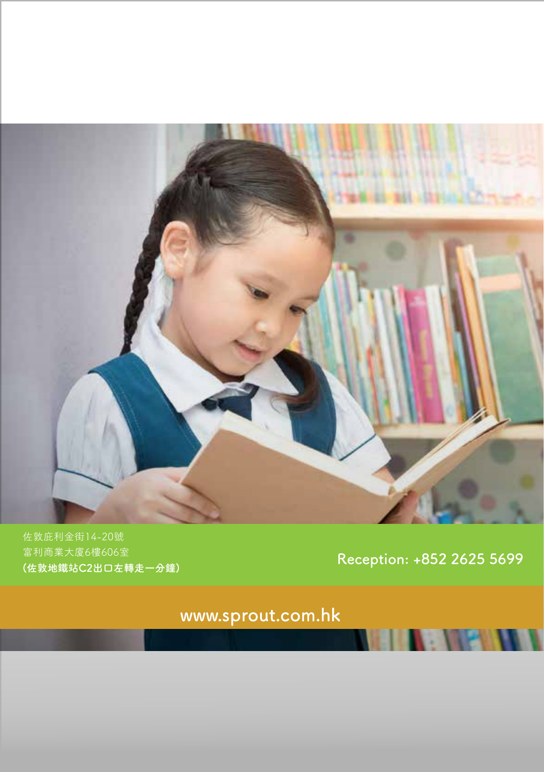佐敦庇利金街14-20號
富利商業大廈6樓606室
**(佐敦地鐵站C2出口左轉走一分鐘)**

Reception: +852 2625 5699

www.sprout.com.hk